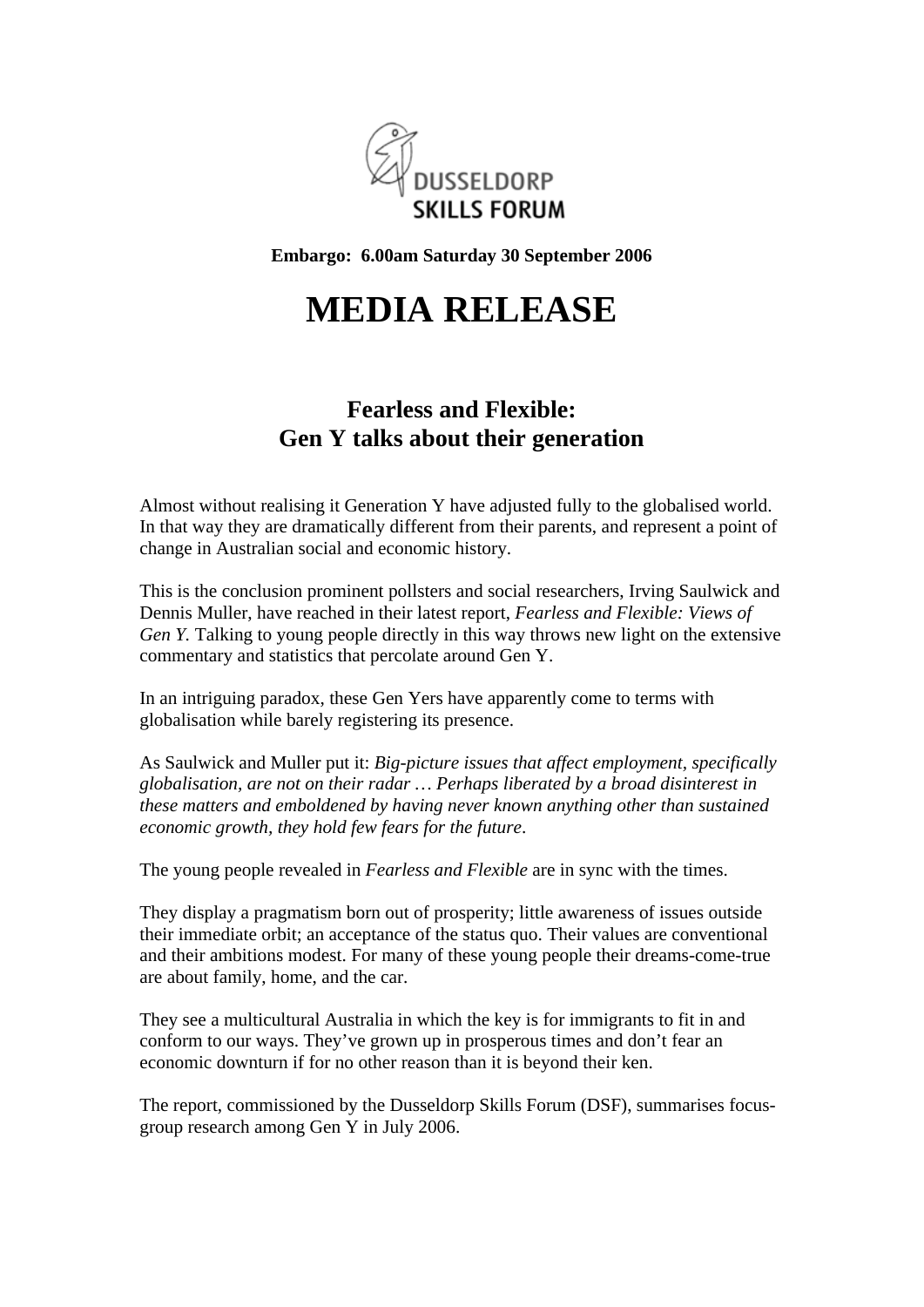DUSSELDORP
SKILLS FORUM

**Embargo: 6.00am Saturday 30 September 2006**

# MEDIA RELEASE

## Fearless and Flexible: Gen Y talks about their generation

Almost without realising it Generation Y have adjusted fully to the globalised world. In that way they are dramatically different from their parents, and represent a point of change in Australian social and economic history.

This is the conclusion prominent pollsters and social researchers, Irving Saulwick and Dennis Muller, have reached in their latest report, *Fearless and Flexible: Views of Gen Y.* Talking to young people directly in this way throws new light on the extensive commentary and statistics that percolate around Gen Y.

In an intriguing paradox, these Gen Yers have apparently come to terms with globalisation while barely registering its presence.

As Saulwick and Muller put it: *Big-picture issues that affect employment, specifically globalisation, are not on their radar … Perhaps liberated by a broad disinterest in these matters and emboldened by having never known anything other than sustained economic growth, they hold few fears for the future*.

The young people revealed in *Fearless and Flexible* are in sync with the times.

They display a pragmatism born out of prosperity; little awareness of issues outside their immediate orbit; an acceptance of the status quo. Their values are conventional and their ambitions modest. For many of these young people their dreams-come-true are about family, home, and the car.

They see a multicultural Australia in which the key is for immigrants to fit in and conform to our ways. They've grown up in prosperous times and don't fear an economic downturn if for no other reason than it is beyond their ken.

The report, commissioned by the Dusseldorp Skills Forum (DSF), summarises focus-group research among Gen Y in July 2006.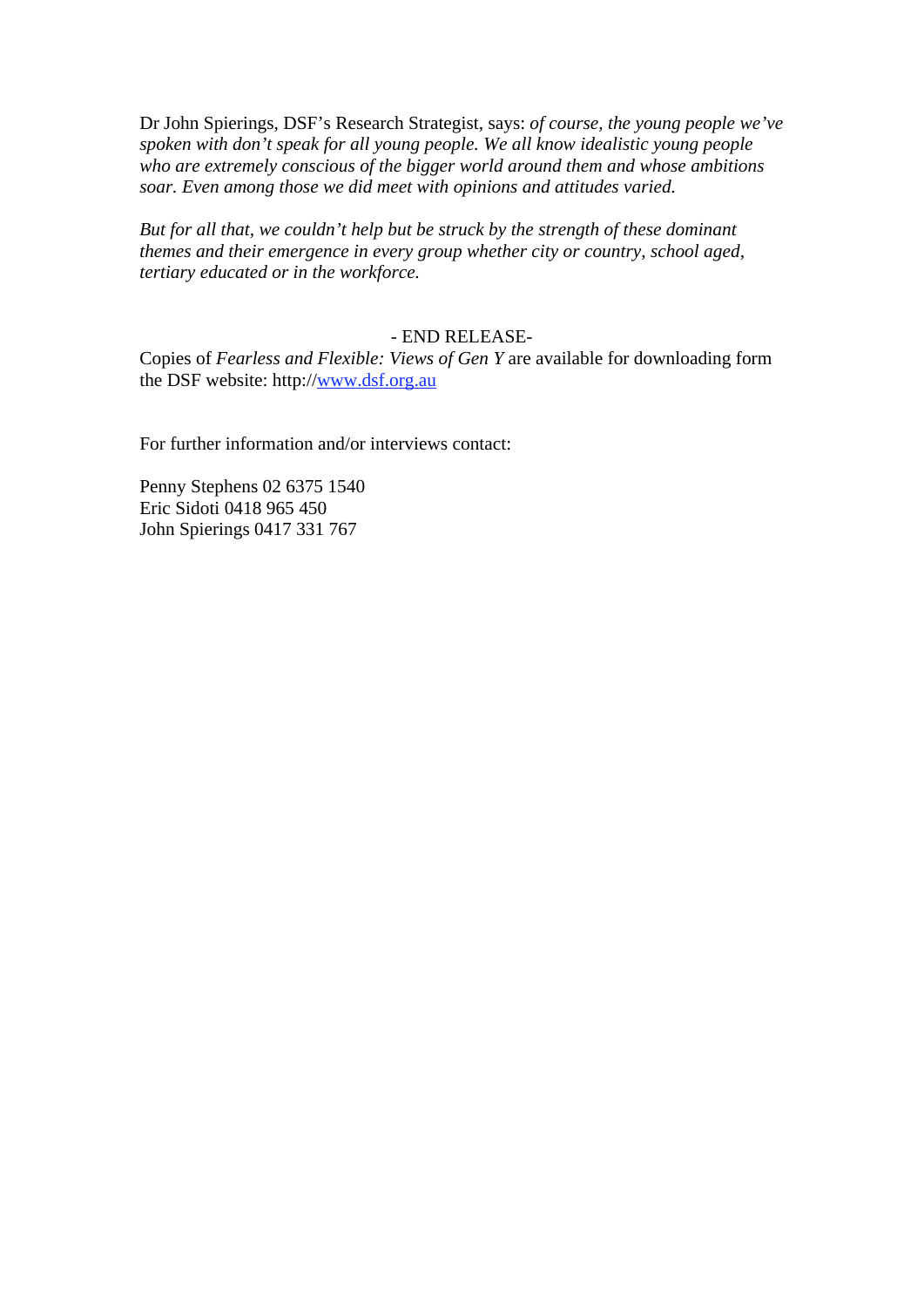Dr John Spierings, DSF's Research Strategist, says: *of course, the young people we've spoken with don't speak for all young people. We all know idealistic young people who are extremely conscious of the bigger world around them and whose ambitions soar. Even among those we did meet with opinions and attitudes varied.*

*But for all that, we couldn't help but be struck by the strength of these dominant themes and their emergence in every group whether city or country, school aged, tertiary educated or in the workforce.*

- END RELEASE-

Copies of *Fearless and Flexible: Views of Gen Y* are available for downloading form the DSF website: http://www.dsf.org.au

For further information and/or interviews contact:

Penny Stephens 02 6375 1540
Eric Sidoti 0418 965 450
John Spierings 0417 331 767